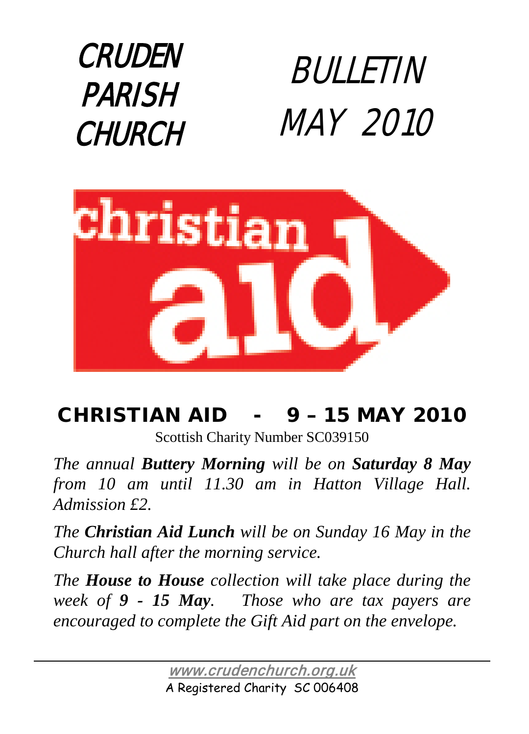# CRUDEN PARISH CHURCH

# BULLETIN MAY 2010

christian aid

## CHRISTIAN AID - 9 – 15 MAY 2010

Scottish Charity Number SC039150

*The annual **Buttery Morning** will be on **Saturday 8 May** from 10 am until 11.30 am in Hatton Village Hall. Admission £2.*

*The **Christian Aid Lunch** will be on Sunday 16 May in the Church hall after the morning service.*

*The **House to House** collection will take place during the week of **9 - 15 May**. Those who are tax payers are encouraged to complete the Gift Aid part on the envelope.*

---

www.crudenchurch.org.uk

A Registered Charity SC 006408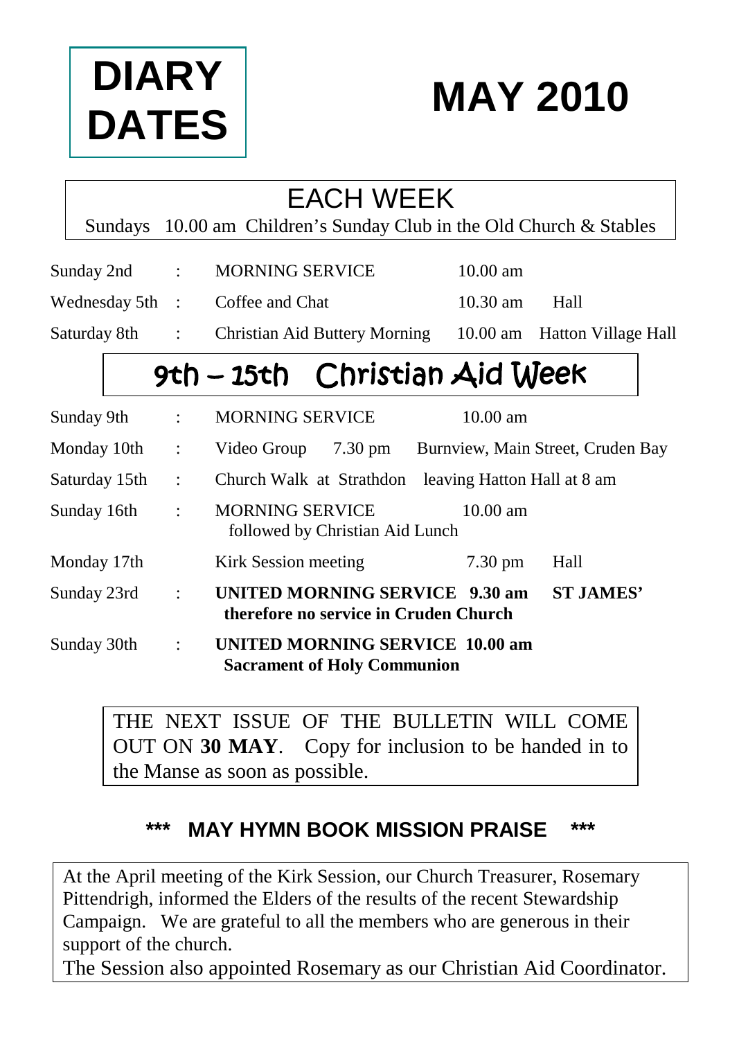# DIARY DATES

# MAY 2010

## EACH WEEK

Sundays 10.00 am Children's Sunday Club in the Old Church & Stables

| | | | | |
|---|---|---|---|---|
| Sunday 2nd | : | MORNING SERVICE | 10.00 am | |
| Wednesday 5th | : | Coffee and Chat | 10.30 am | Hall |
| Saturday 8th | : | Christian Aid Buttery Morning | 10.00 am | Hatton Village Hall |

## 9th – 15th Christian Aid Week

| | | | | |
|---|---|---|---|---|
| Sunday 9th | : | MORNING SERVICE | 10.00 am | |
| Monday 10th | : | Video Group 7.30 pm | Burnview, Main Street, Cruden Bay | |
| Saturday 15th | : | Church Walk at Strathdon | leaving Hatton Hall at 8 am | |
| Sunday 16th | : | MORNING SERVICE followed by Christian Aid Lunch | 10.00 am | |
| Monday 17th | | Kirk Session meeting | 7.30 pm | Hall |
| Sunday 23rd | : | **UNITED MORNING SERVICE 9.30 am therefore no service in Cruden Church** | | **ST JAMES'** |
| Sunday 30th | : | **UNITED MORNING SERVICE 10.00 am Sacrament of Holy Communion** | | |

THE NEXT ISSUE OF THE BULLETIN WILL COME OUT ON **30 MAY**. Copy for inclusion to be handed in to the Manse as soon as possible.

**\*\*\* MAY HYMN BOOK MISSION PRAISE \*\*\***

At the April meeting of the Kirk Session, our Church Treasurer, Rosemary Pittendrigh, informed the Elders of the results of the recent Stewardship Campaign. We are grateful to all the members who are generous in their support of the church.

The Session also appointed Rosemary as our Christian Aid Coordinator.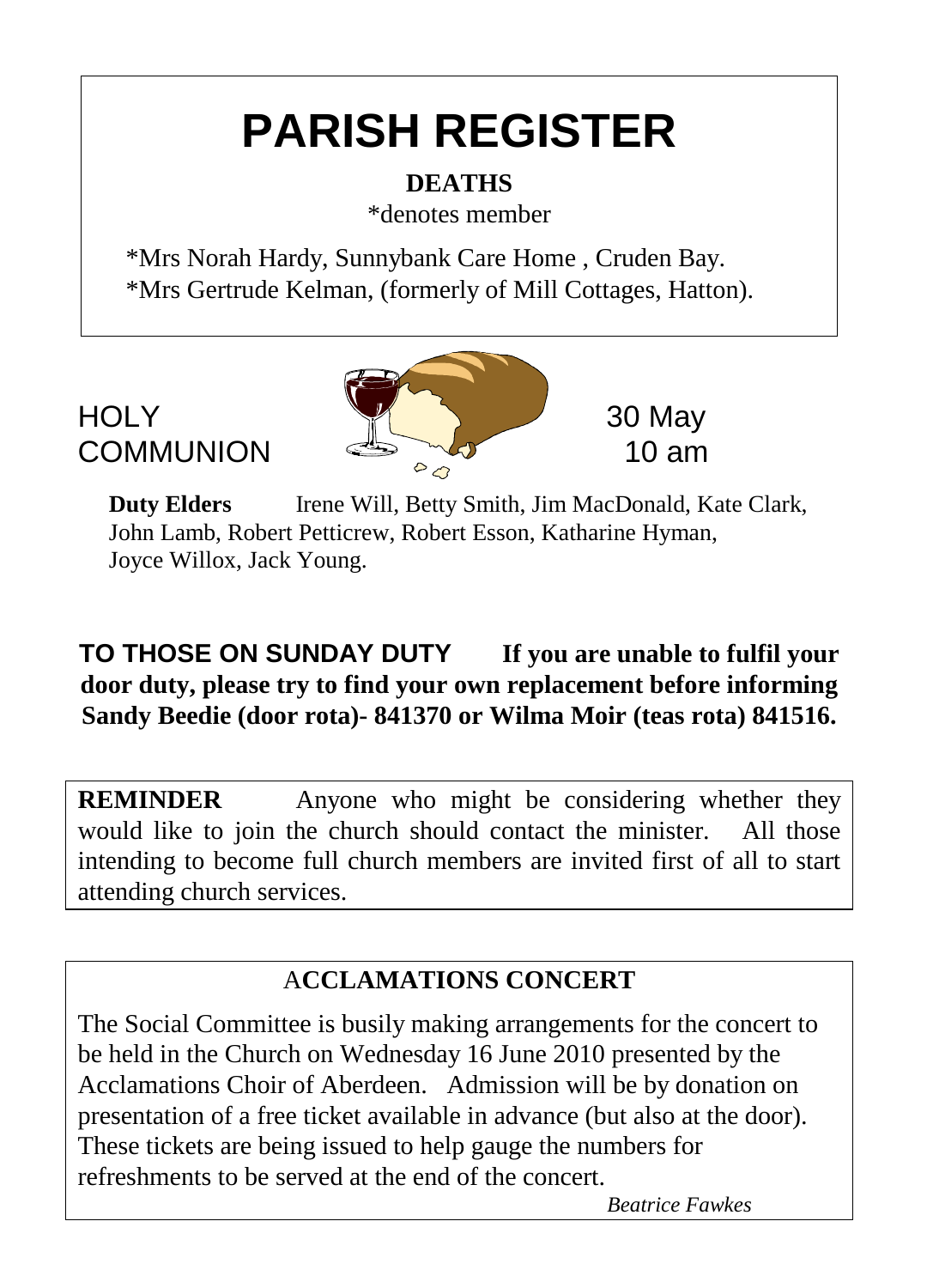# PARISH REGISTER

**DEATHS**

*denotes member

*Mrs Norah Hardy, Sunnybank Care Home , Cruden Bay.
*Mrs Gertrude Kelman, (formerly of Mill Cottages, Hatton).

HOLY COMMUNION — 30 May 10 am

**Duty Elders** Irene Will, Betty Smith, Jim MacDonald, Kate Clark, John Lamb, Robert Petticrew, Robert Esson, Katharine Hyman, Joyce Willox, Jack Young.

**TO THOSE ON SUNDAY DUTY** **If you are unable to fulfil your door duty, please try to find your own replacement before informing Sandy Beedie (door rota)- 841370 or Wilma Moir (teas rota) 841516.**

**REMINDER** Anyone who might be considering whether they would like to join the church should contact the minister. All those intending to become full church members are invited first of all to start attending church services.

**ACCLAMATIONS CONCERT**

The Social Committee is busily making arrangements for the concert to be held in the Church on Wednesday 16 June 2010 presented by the Acclamations Choir of Aberdeen. Admission will be by donation on presentation of a free ticket available in advance (but also at the door). These tickets are being issued to help gauge the numbers for refreshments to be served at the end of the concert.

*Beatrice Fawkes*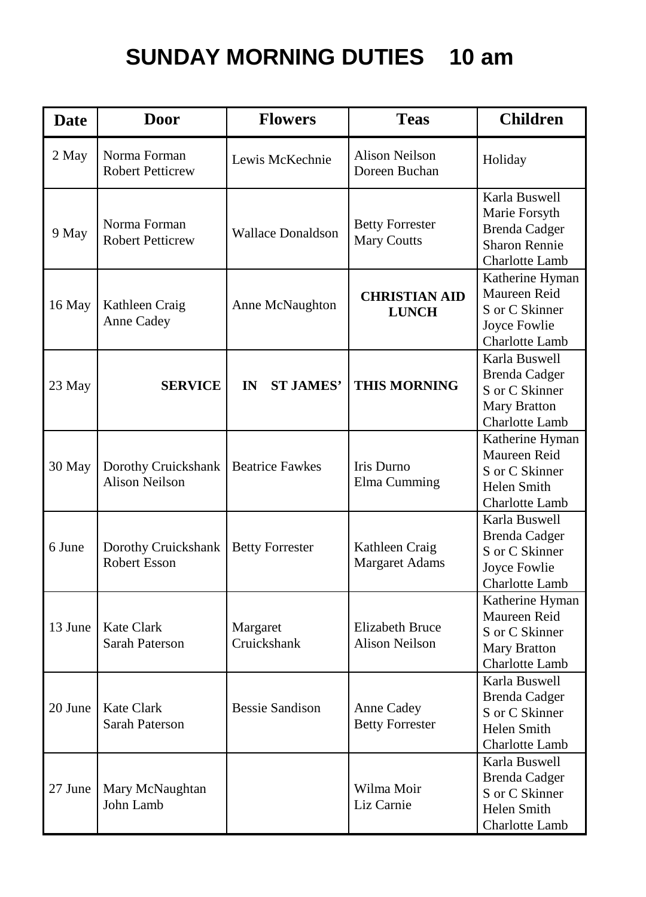# SUNDAY MORNING DUTIES 10 am

| Date | Door | Flowers | Teas | Children |
|---|---|---|---|---|
| 2 May | Norma Forman<br>Robert Petticrew | Lewis McKechnie | Alison Neilson<br>Doreen Buchan | Holiday |
| 9 May | Norma Forman<br>Robert Petticrew | Wallace Donaldson | Betty Forrester<br>Mary Coutts | Karla Buswell<br>Marie Forsyth<br>Brenda Cadger<br>Sharon Rennie<br>Charlotte Lamb |
| 16 May | Kathleen Craig<br>Anne Cadey | Anne McNaughton | **CHRISTIAN AID LUNCH** | Katherine Hyman<br>Maureen Reid<br>S or C Skinner<br>Joyce Fowlie<br>Charlotte Lamb |
| 23 May | **SERVICE** | **IN ST JAMES'** | **THIS MORNING** | Karla Buswell<br>Brenda Cadger<br>S or C Skinner<br>Mary Bratton<br>Charlotte Lamb |
| 30 May | Dorothy Cruickshank<br>Alison Neilson | Beatrice Fawkes | Iris Durno<br>Elma Cumming | Katherine Hyman<br>Maureen Reid<br>S or C Skinner<br>Helen Smith<br>Charlotte Lamb |
| 6 June | Dorothy Cruickshank<br>Robert Esson | Betty Forrester | Kathleen Craig<br>Margaret Adams | Karla Buswell<br>Brenda Cadger<br>S or C Skinner<br>Joyce Fowlie<br>Charlotte Lamb |
| 13 June | Kate Clark<br>Sarah Paterson | Margaret Cruickshank | Elizabeth Bruce<br>Alison Neilson | Katherine Hyman<br>Maureen Reid<br>S or C Skinner<br>Mary Bratton<br>Charlotte Lamb |
| 20 June | Kate Clark<br>Sarah Paterson | Bessie Sandison | Anne Cadey<br>Betty Forrester | Karla Buswell<br>Brenda Cadger<br>S or C Skinner<br>Helen Smith<br>Charlotte Lamb |
| 27 June | Mary McNaughtan<br>John Lamb | | Wilma Moir<br>Liz Carnie | Karla Buswell<br>Brenda Cadger<br>S or C Skinner<br>Helen Smith<br>Charlotte Lamb |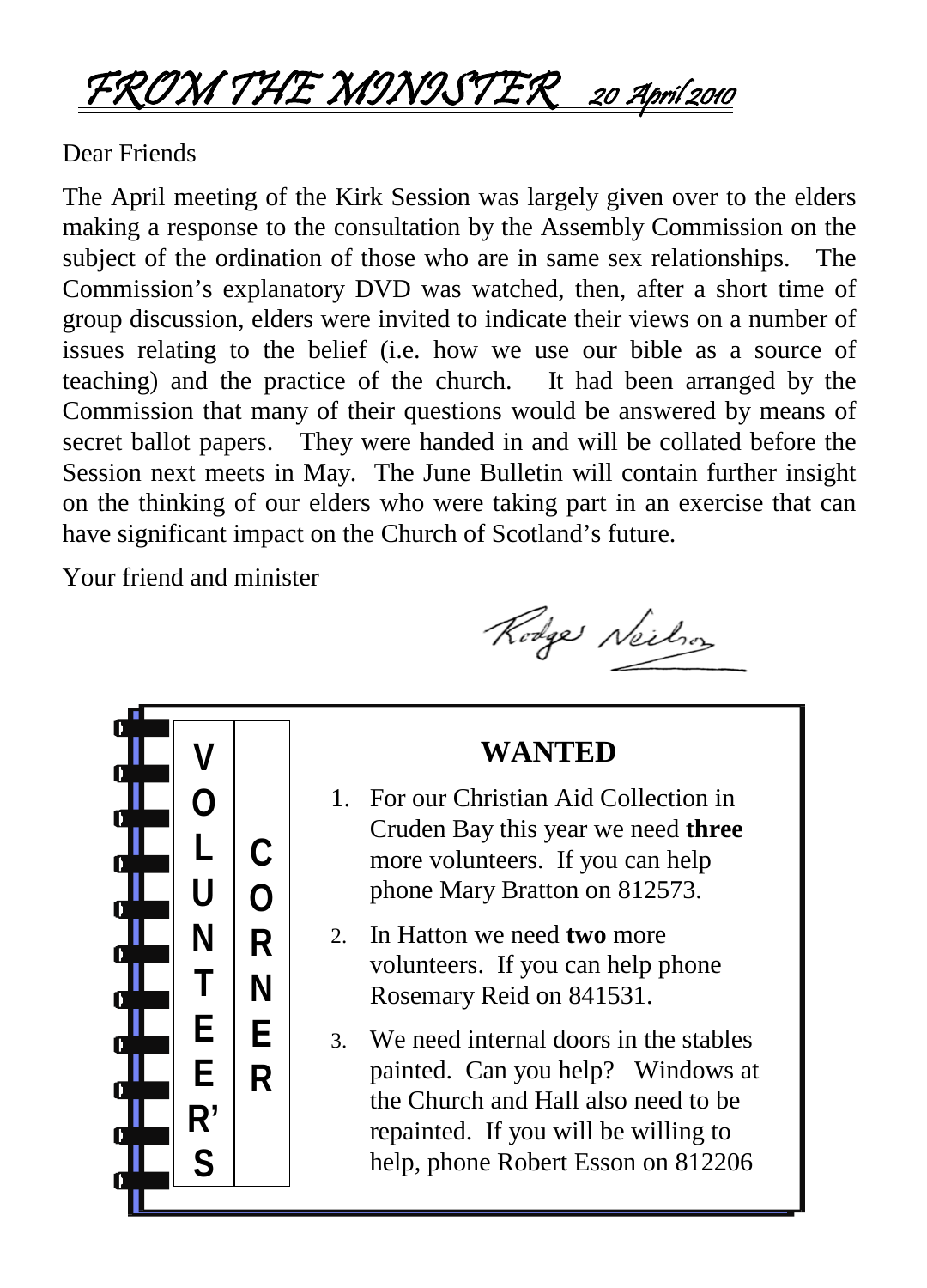# FROM THE MINISTER 20 April 2010

Dear Friends

The April meeting of the Kirk Session was largely given over to the elders making a response to the consultation by the Assembly Commission on the subject of the ordination of those who are in same sex relationships. The Commission's explanatory DVD was watched, then, after a short time of group discussion, elders were invited to indicate their views on a number of issues relating to the belief (i.e. how we use our bible as a source of teaching) and the practice of the church. It had been arranged by the Commission that many of their questions would be answered by means of secret ballot papers. They were handed in and will be collated before the Session next meets in May. The June Bulletin will contain further insight on the thinking of our elders who were taking part in an exercise that can have significant impact on the Church of Scotland's future.

Your friend and minister

Rodger Neilson

## VOLUNTEER'S CORNER

### WANTED

1. For our Christian Aid Collection in Cruden Bay this year we need **three** more volunteers. If you can help phone Mary Bratton on 812573.
2. In Hatton we need **two** more volunteers. If you can help phone Rosemary Reid on 841531.
3. We need internal doors in the stables painted. Can you help? Windows at the Church and Hall also need to be repainted. If you will be willing to help, phone Robert Esson on 812206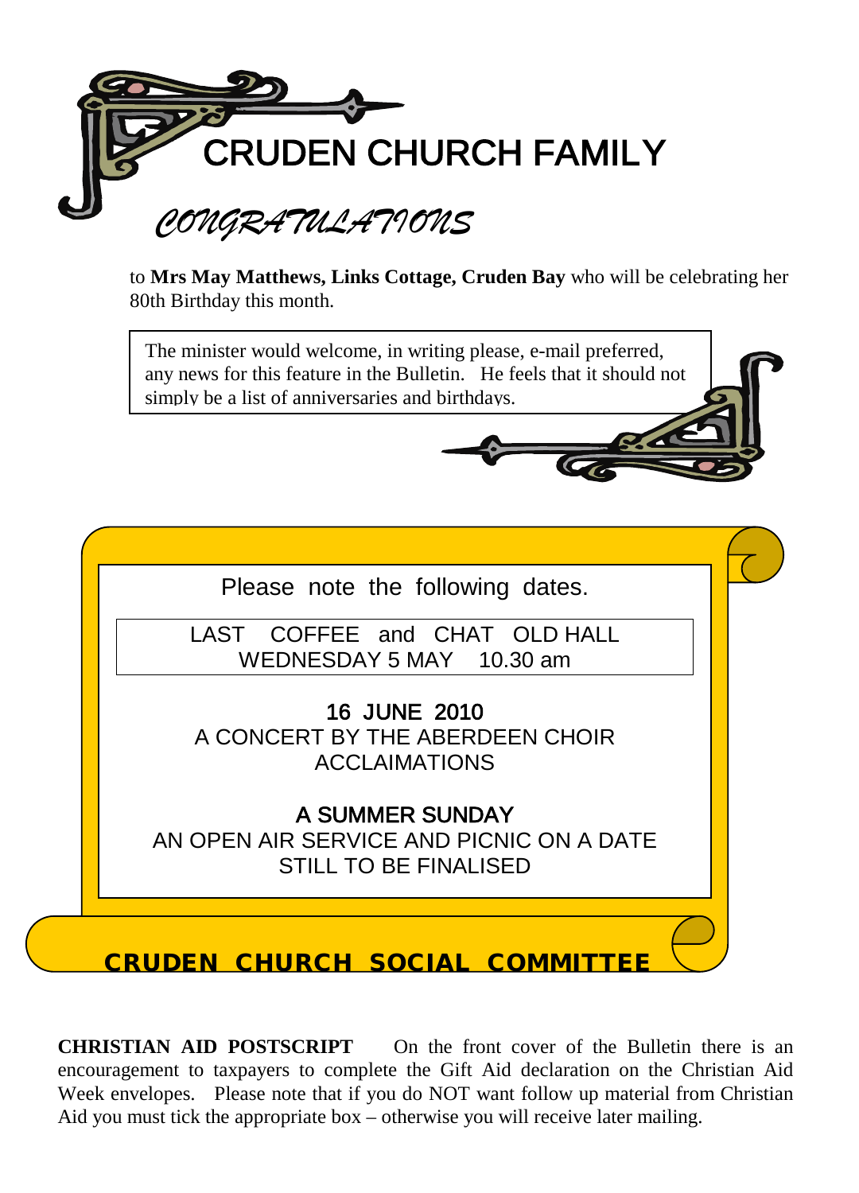# CRUDEN CHURCH FAMILY

## *CONGRATULATIONS*

to **Mrs May Matthews, Links Cottage, Cruden Bay** who will be celebrating her 80th Birthday this month.

The minister would welcome, in writing please, e-mail preferred, any news for this feature in the Bulletin. He feels that it should not simply be a list of anniversaries and birthdays.

Please note the following dates.

LAST COFFEE and CHAT OLD HALL
WEDNESDAY 5 MAY 10.30 am

**16 JUNE 2010**
A CONCERT BY THE ABERDEEN CHOIR
ACCLAIMATIONS

**A SUMMER SUNDAY**
AN OPEN AIR SERVICE AND PICNIC ON A DATE STILL TO BE FINALISED

**CRUDEN CHURCH SOCIAL COMMITTEE**

**CHRISTIAN AID POSTSCRIPT** On the front cover of the Bulletin there is an encouragement to taxpayers to complete the Gift Aid declaration on the Christian Aid Week envelopes. Please note that if you do NOT want follow up material from Christian Aid you must tick the appropriate box – otherwise you will receive later mailing.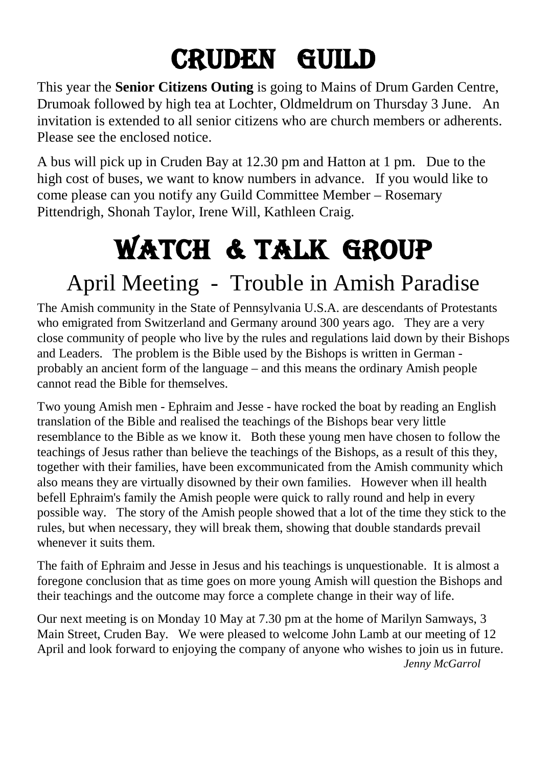# CRUDEN GUILD

This year the **Senior Citizens Outing** is going to Mains of Drum Garden Centre, Drumoak followed by high tea at Lochter, Oldmeldrum on Thursday 3 June. An invitation is extended to all senior citizens who are church members or adherents. Please see the enclosed notice.

A bus will pick up in Cruden Bay at 12.30 pm and Hatton at 1 pm. Due to the high cost of buses, we want to know numbers in advance. If you would like to come please can you notify any Guild Committee Member – Rosemary Pittendrigh, Shonah Taylor, Irene Will, Kathleen Craig.

# WATCH & TALK GROUP

## April Meeting - Trouble in Amish Paradise

The Amish community in the State of Pennsylvania U.S.A. are descendants of Protestants who emigrated from Switzerland and Germany around 300 years ago. They are a very close community of people who live by the rules and regulations laid down by their Bishops and Leaders. The problem is the Bible used by the Bishops is written in German - probably an ancient form of the language – and this means the ordinary Amish people cannot read the Bible for themselves.

Two young Amish men - Ephraim and Jesse - have rocked the boat by reading an English translation of the Bible and realised the teachings of the Bishops bear very little resemblance to the Bible as we know it. Both these young men have chosen to follow the teachings of Jesus rather than believe the teachings of the Bishops, as a result of this they, together with their families, have been excommunicated from the Amish community which also means they are virtually disowned by their own families. However when ill health befell Ephraim's family the Amish people were quick to rally round and help in every possible way. The story of the Amish people showed that a lot of the time they stick to the rules, but when necessary, they will break them, showing that double standards prevail whenever it suits them.

The faith of Ephraim and Jesse in Jesus and his teachings is unquestionable. It is almost a foregone conclusion that as time goes on more young Amish will question the Bishops and their teachings and the outcome may force a complete change in their way of life.

Our next meeting is on Monday 10 May at 7.30 pm at the home of Marilyn Samways, 3 Main Street, Cruden Bay. We were pleased to welcome John Lamb at our meeting of 12 April and look forward to enjoying the company of anyone who wishes to join us in future.

*Jenny McGarrol*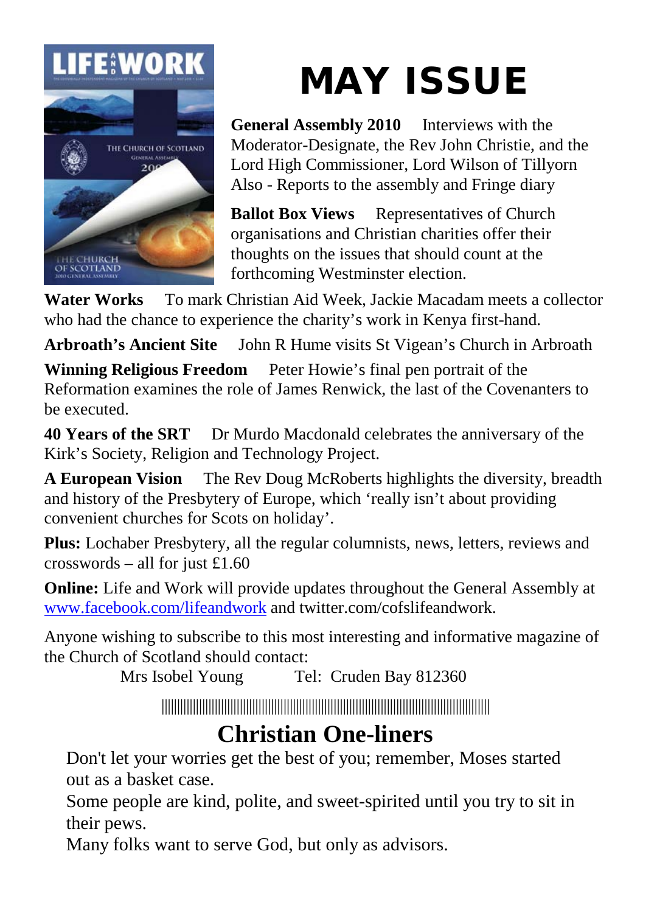# MAY ISSUE

**General Assembly 2010** Interviews with the Moderator-Designate, the Rev John Christie, and the Lord High Commissioner, Lord Wilson of Tillyorn Also - Reports to the assembly and Fringe diary

**Ballot Box Views** Representatives of Church organisations and Christian charities offer their thoughts on the issues that should count at the forthcoming Westminster election.

**Water Works** To mark Christian Aid Week, Jackie Macadam meets a collector who had the chance to experience the charity's work in Kenya first-hand.

**Arbroath's Ancient Site** John R Hume visits St Vigean's Church in Arbroath

**Winning Religious Freedom** Peter Howie's final pen portrait of the Reformation examines the role of James Renwick, the last of the Covenanters to be executed.

**40 Years of the SRT** Dr Murdo Macdonald celebrates the anniversary of the Kirk's Society, Religion and Technology Project.

**A European Vision** The Rev Doug McRoberts highlights the diversity, breadth and history of the Presbytery of Europe, which 'really isn't about providing convenient churches for Scots on holiday'.

**Plus:** Lochaber Presbytery, all the regular columnists, news, letters, reviews and crosswords – all for just £1.60

**Online:** Life and Work will provide updates throughout the General Assembly at www.facebook.com/lifeandwork and twitter.com/cofslifeandwork.

Anyone wishing to subscribe to this most interesting and informative magazine of the Church of Scotland should contact:

Mrs Isobel Young Tel: Cruden Bay 812360

## Christian One-liners

Don't let your worries get the best of you; remember, Moses started out as a basket case.

Some people are kind, polite, and sweet-spirited until you try to sit in their pews.

Many folks want to serve God, but only as advisors.